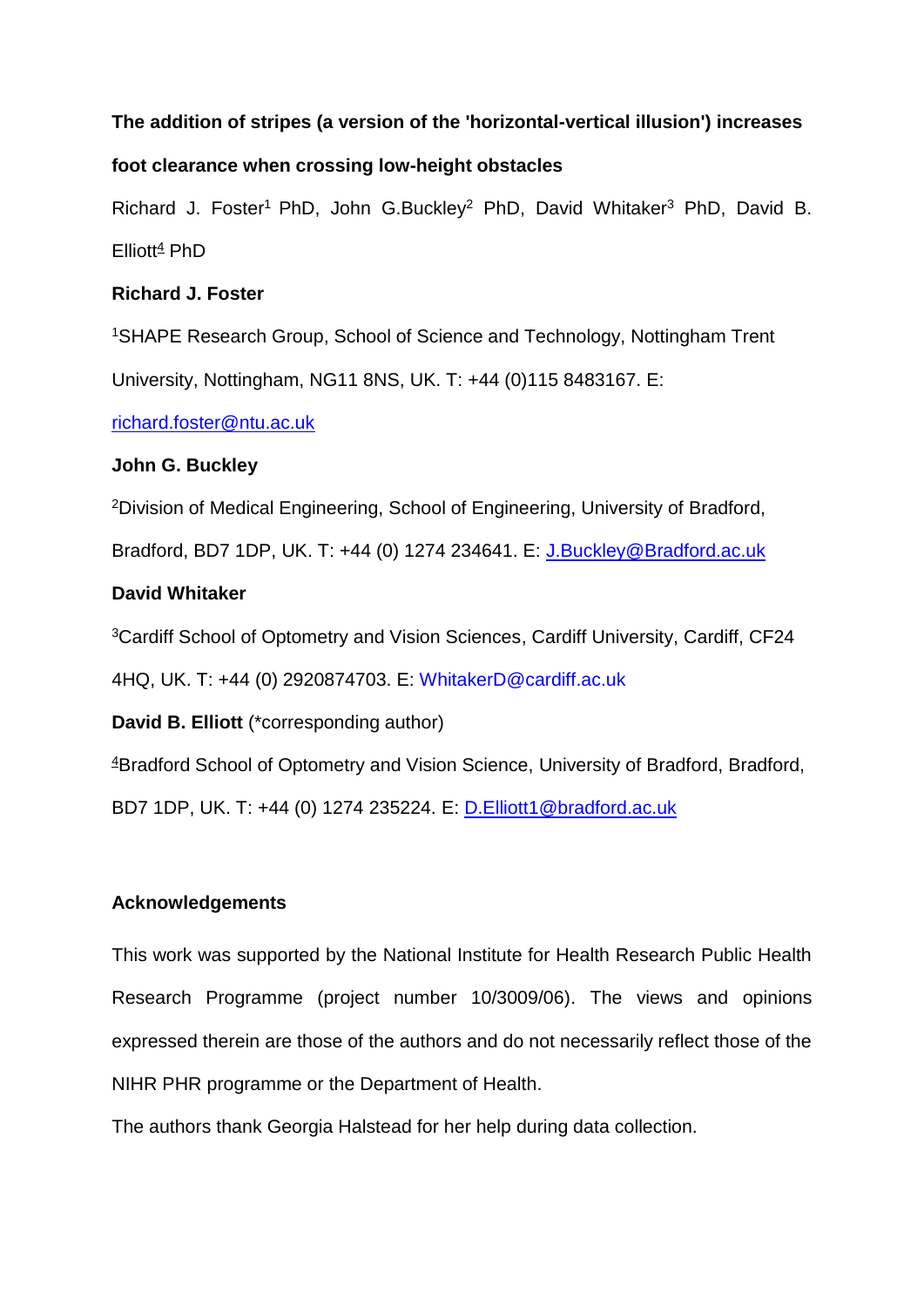**The addition of stripes (a version of the 'horizontal-vertical illusion') increases foot clearance when crossing low-height obstacles**

Richard J. Foster[1] PhD, John G.Buckley[2] PhD, David Whitaker[3] PhD, David B. Elliott[4] PhD

**Richard J. Foster**

[1]SHAPE Research Group, School of Science and Technology, Nottingham Trent University, Nottingham, NG11 8NS, UK. T: +44 (0)115 8483167. E: richard.foster@ntu.ac.uk

**John G. Buckley**

[2]Division of Medical Engineering, School of Engineering, University of Bradford, Bradford, BD7 1DP, UK. T: +44 (0) 1274 234641. E: J.Buckley@Bradford.ac.uk

**David Whitaker**

[3]Cardiff School of Optometry and Vision Sciences, Cardiff University, Cardiff, CF24 4HQ, UK. T: +44 (0) 2920874703. E: WhitakerD@cardiff.ac.uk

**David B. Elliott** (*corresponding author)

[4]Bradford School of Optometry and Vision Science, University of Bradford, Bradford, BD7 1DP, UK. T: +44 (0) 1274 235224. E: D.Elliott1@bradford.ac.uk

**Acknowledgements**

This work was supported by the National Institute for Health Research Public Health Research Programme (project number 10/3009/06). The views and opinions expressed therein are those of the authors and do not necessarily reflect those of the NIHR PHR programme or the Department of Health.

The authors thank Georgia Halstead for her help during data collection.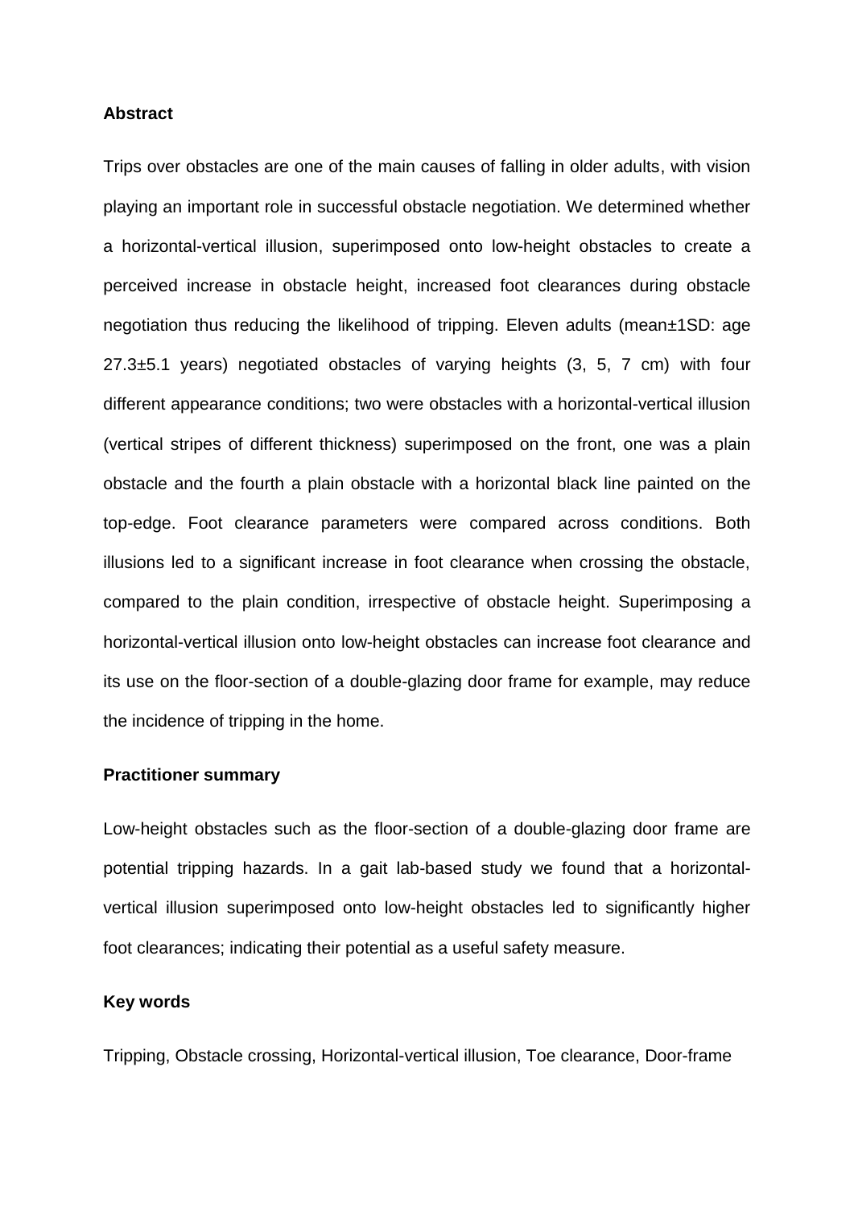**Abstract**

Trips over obstacles are one of the main causes of falling in older adults, with vision playing an important role in successful obstacle negotiation. We determined whether a horizontal-vertical illusion, superimposed onto low-height obstacles to create a perceived increase in obstacle height, increased foot clearances during obstacle negotiation thus reducing the likelihood of tripping. Eleven adults (mean±1SD: age 27.3±5.1 years) negotiated obstacles of varying heights (3, 5, 7 cm) with four different appearance conditions; two were obstacles with a horizontal-vertical illusion (vertical stripes of different thickness) superimposed on the front, one was a plain obstacle and the fourth a plain obstacle with a horizontal black line painted on the top-edge. Foot clearance parameters were compared across conditions. Both illusions led to a significant increase in foot clearance when crossing the obstacle, compared to the plain condition, irrespective of obstacle height. Superimposing a horizontal-vertical illusion onto low-height obstacles can increase foot clearance and its use on the floor-section of a double-glazing door frame for example, may reduce the incidence of tripping in the home.

**Practitioner summary**

Low-height obstacles such as the floor-section of a double-glazing door frame are potential tripping hazards. In a gait lab-based study we found that a horizontal-vertical illusion superimposed onto low-height obstacles led to significantly higher foot clearances; indicating their potential as a useful safety measure.

**Key words**

Tripping, Obstacle crossing, Horizontal-vertical illusion, Toe clearance, Door-frame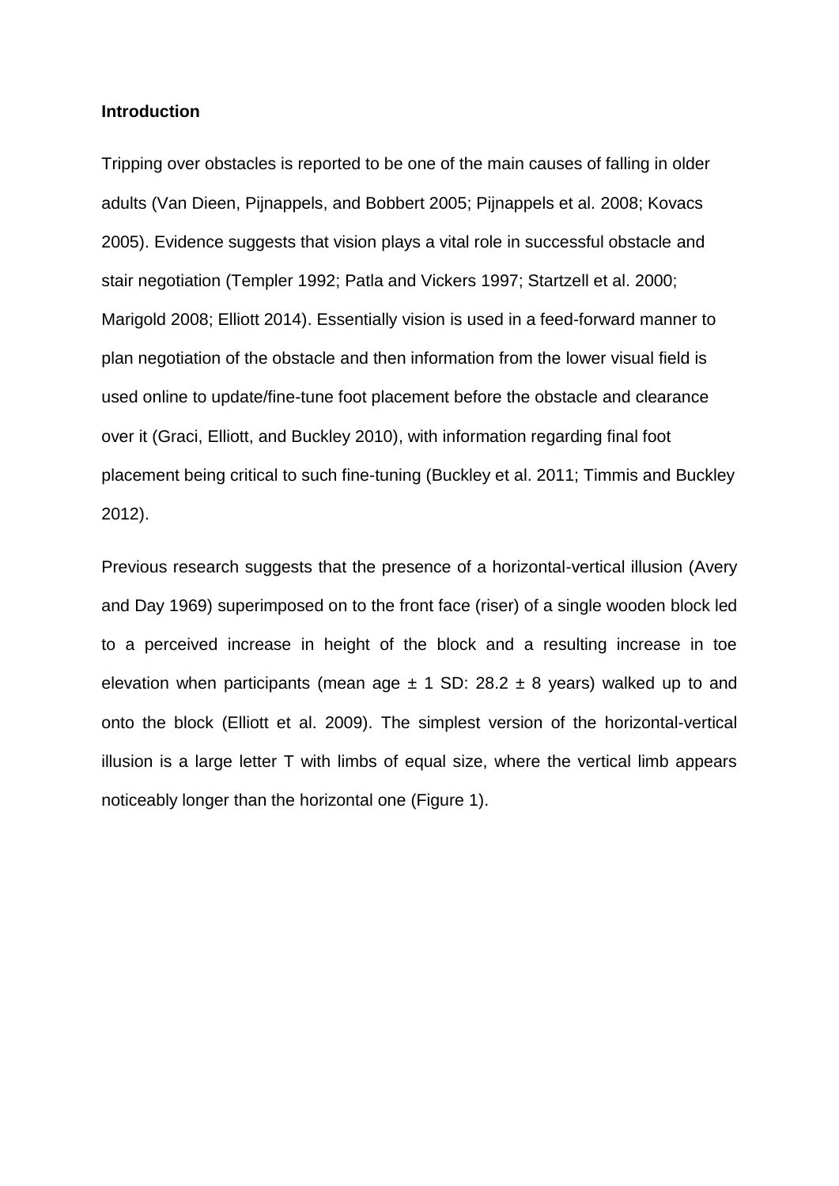**Introduction**

Tripping over obstacles is reported to be one of the main causes of falling in older adults (Van Dieen, Pijnappels, and Bobbert 2005; Pijnappels et al. 2008; Kovacs 2005). Evidence suggests that vision plays a vital role in successful obstacle and stair negotiation (Templer 1992; Patla and Vickers 1997; Startzell et al. 2000; Marigold 2008; Elliott 2014). Essentially vision is used in a feed-forward manner to plan negotiation of the obstacle and then information from the lower visual field is used online to update/fine-tune foot placement before the obstacle and clearance over it (Graci, Elliott, and Buckley 2010), with information regarding final foot placement being critical to such fine-tuning (Buckley et al. 2011; Timmis and Buckley 2012).

Previous research suggests that the presence of a horizontal-vertical illusion (Avery and Day 1969) superimposed on to the front face (riser) of a single wooden block led to a perceived increase in height of the block and a resulting increase in toe elevation when participants (mean age ± 1 SD: 28.2 ± 8 years) walked up to and onto the block (Elliott et al. 2009). The simplest version of the horizontal-vertical illusion is a large letter T with limbs of equal size, where the vertical limb appears noticeably longer than the horizontal one (Figure 1).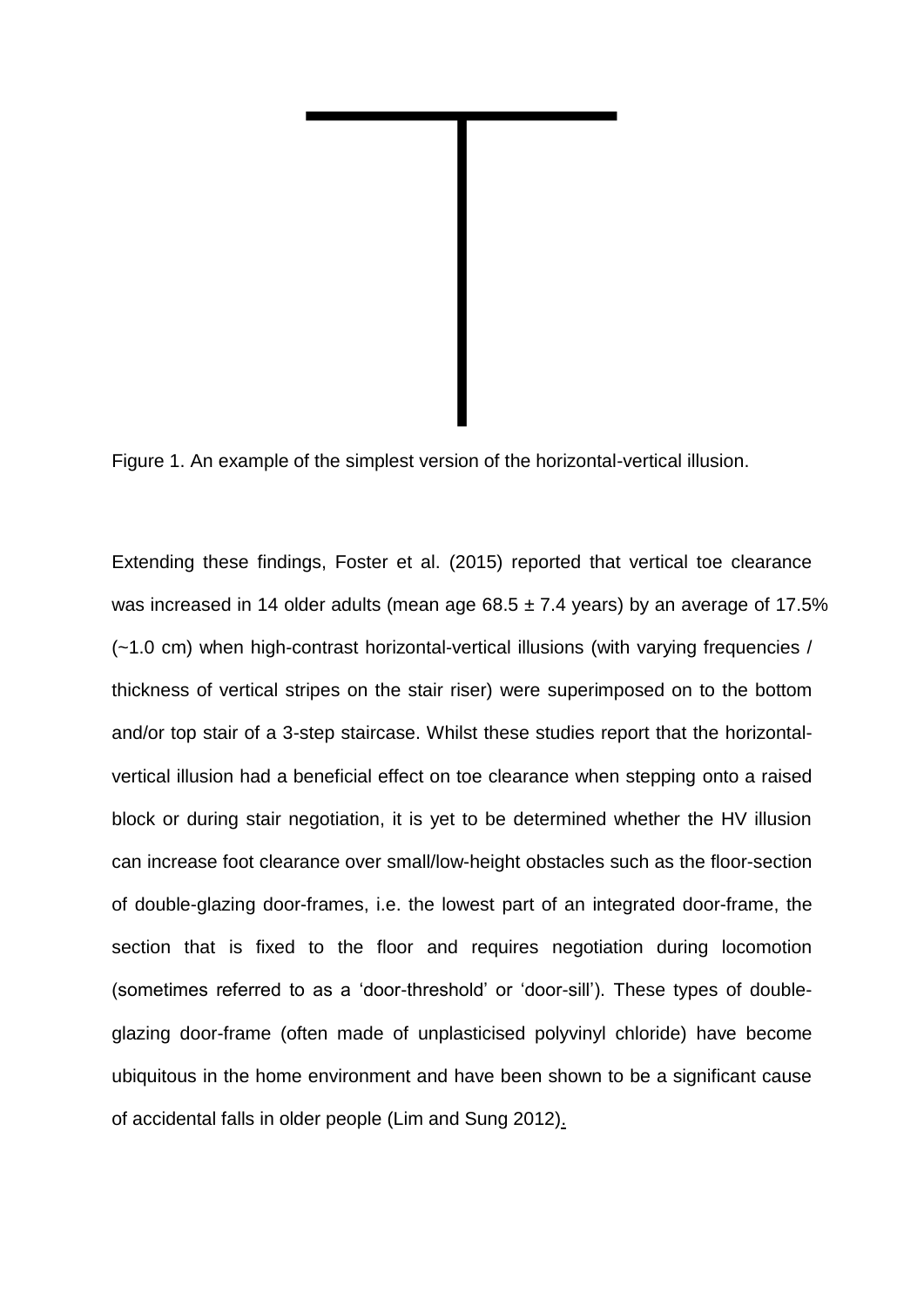Figure 1. An example of the simplest version of the horizontal-vertical illusion.

Extending these findings, Foster et al. (2015) reported that vertical toe clearance was increased in 14 older adults (mean age 68.5 ± 7.4 years) by an average of 17.5% (~1.0 cm) when high-contrast horizontal-vertical illusions (with varying frequencies / thickness of vertical stripes on the stair riser) were superimposed on to the bottom and/or top stair of a 3-step staircase. Whilst these studies report that the horizontal-vertical illusion had a beneficial effect on toe clearance when stepping onto a raised block or during stair negotiation, it is yet to be determined whether the HV illusion can increase foot clearance over small/low-height obstacles such as the floor-section of double-glazing door-frames, i.e. the lowest part of an integrated door-frame, the section that is fixed to the floor and requires negotiation during locomotion (sometimes referred to as a 'door-threshold' or 'door-sill'). These types of double-glazing door-frame (often made of unplasticised polyvinyl chloride) have become ubiquitous in the home environment and have been shown to be a significant cause of accidental falls in older people (Lim and Sung 2012).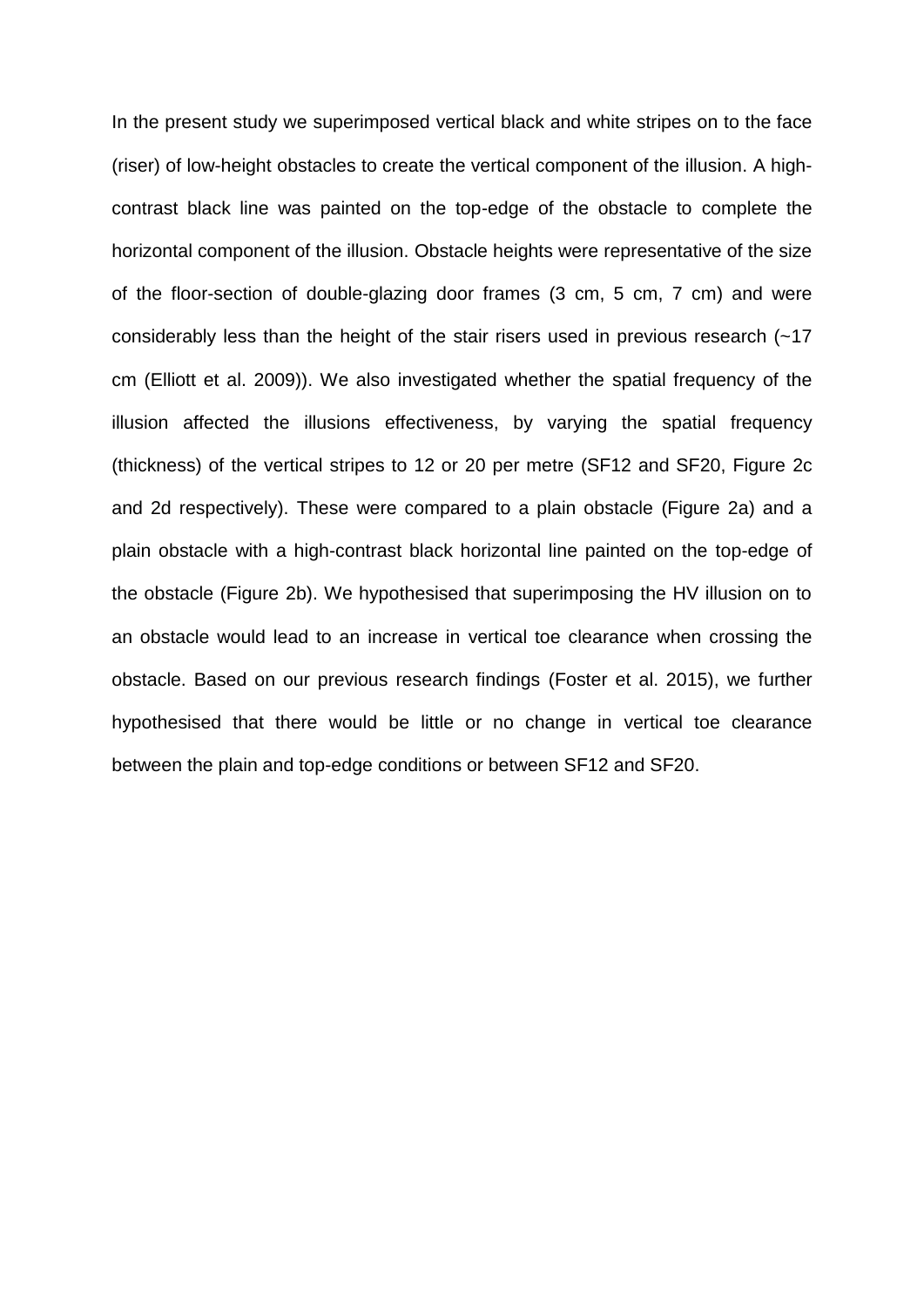In the present study we superimposed vertical black and white stripes on to the face (riser) of low-height obstacles to create the vertical component of the illusion. A high-contrast black line was painted on the top-edge of the obstacle to complete the horizontal component of the illusion. Obstacle heights were representative of the size of the floor-section of double-glazing door frames (3 cm, 5 cm, 7 cm) and were considerably less than the height of the stair risers used in previous research (~17 cm (Elliott et al. 2009)). We also investigated whether the spatial frequency of the illusion affected the illusions effectiveness, by varying the spatial frequency (thickness) of the vertical stripes to 12 or 20 per metre (SF12 and SF20, Figure 2c and 2d respectively). These were compared to a plain obstacle (Figure 2a) and a plain obstacle with a high-contrast black horizontal line painted on the top-edge of the obstacle (Figure 2b). We hypothesised that superimposing the HV illusion on to an obstacle would lead to an increase in vertical toe clearance when crossing the obstacle. Based on our previous research findings (Foster et al. 2015), we further hypothesised that there would be little or no change in vertical toe clearance between the plain and top-edge conditions or between SF12 and SF20.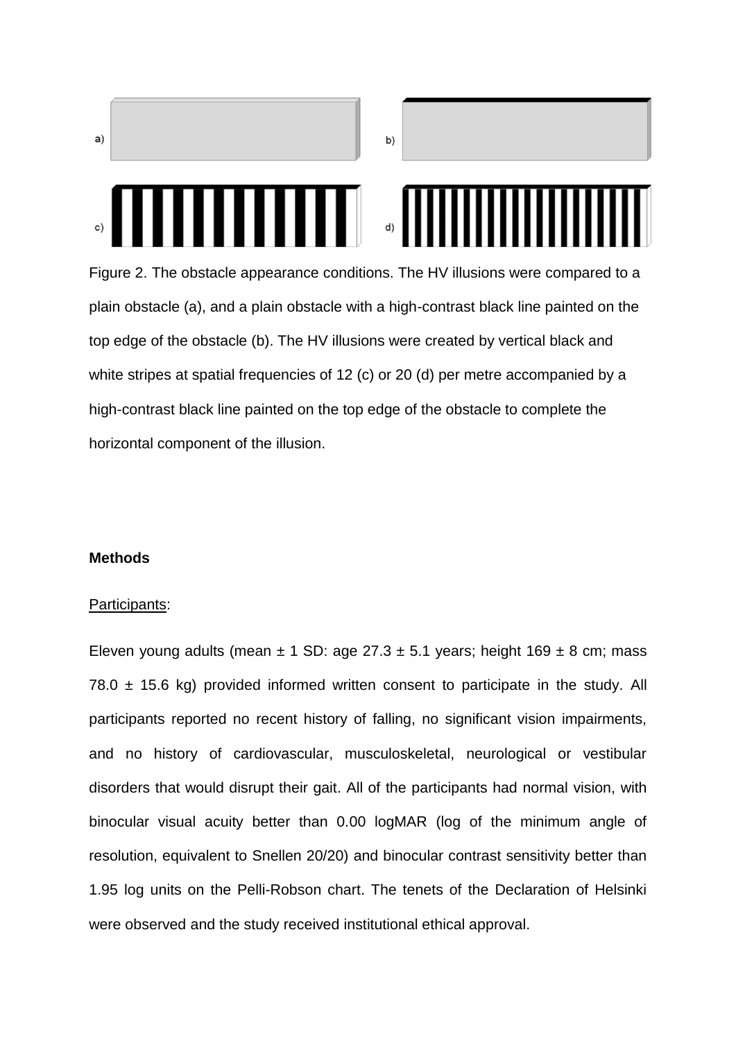Figure 2. The obstacle appearance conditions. The HV illusions were compared to a plain obstacle (a), and a plain obstacle with a high-contrast black line painted on the top edge of the obstacle (b). The HV illusions were created by vertical black and white stripes at spatial frequencies of 12 (c) or 20 (d) per metre accompanied by a high-contrast black line painted on the top edge of the obstacle to complete the horizontal component of the illusion.

**Methods**

Participants:

Eleven young adults (mean ± 1 SD: age 27.3 ± 5.1 years; height 169 ± 8 cm; mass 78.0 ± 15.6 kg) provided informed written consent to participate in the study. All participants reported no recent history of falling, no significant vision impairments, and no history of cardiovascular, musculoskeletal, neurological or vestibular disorders that would disrupt their gait. All of the participants had normal vision, with binocular visual acuity better than 0.00 logMAR (log of the minimum angle of resolution, equivalent to Snellen 20/20) and binocular contrast sensitivity better than 1.95 log units on the Pelli-Robson chart. The tenets of the Declaration of Helsinki were observed and the study received institutional ethical approval.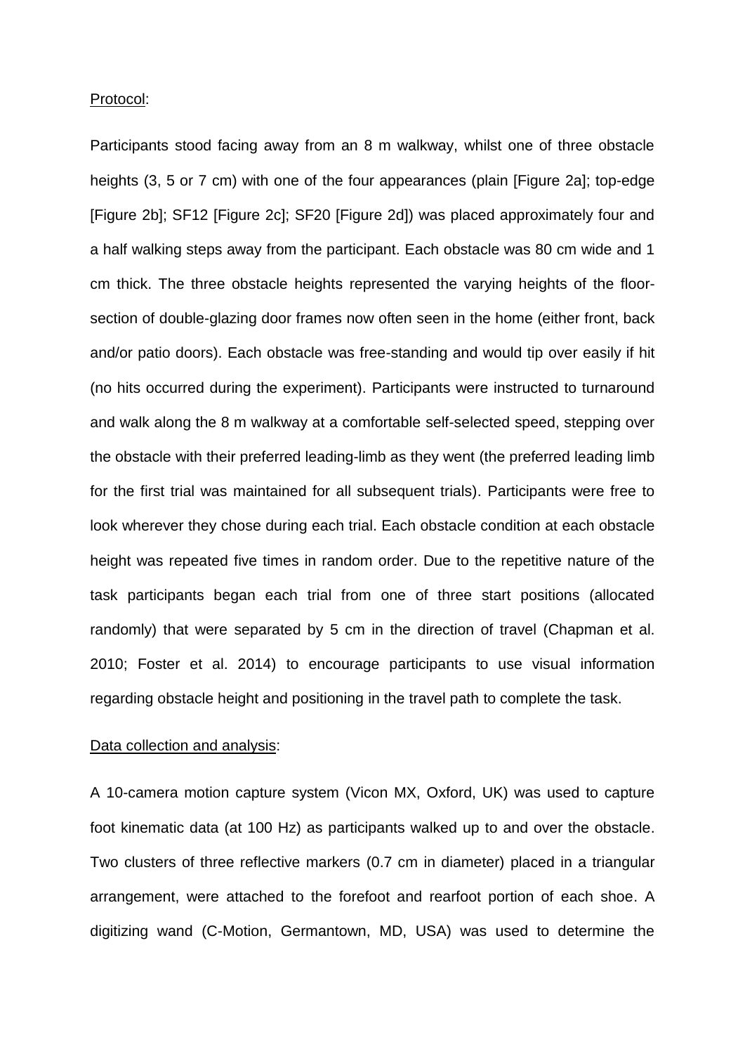Protocol:

Participants stood facing away from an 8 m walkway, whilst one of three obstacle heights (3, 5 or 7 cm) with one of the four appearances (plain [Figure 2a]; top-edge [Figure 2b]; SF12 [Figure 2c]; SF20 [Figure 2d]) was placed approximately four and a half walking steps away from the participant. Each obstacle was 80 cm wide and 1 cm thick. The three obstacle heights represented the varying heights of the floor-section of double-glazing door frames now often seen in the home (either front, back and/or patio doors). Each obstacle was free-standing and would tip over easily if hit (no hits occurred during the experiment). Participants were instructed to turnaround and walk along the 8 m walkway at a comfortable self-selected speed, stepping over the obstacle with their preferred leading-limb as they went (the preferred leading limb for the first trial was maintained for all subsequent trials). Participants were free to look wherever they chose during each trial. Each obstacle condition at each obstacle height was repeated five times in random order. Due to the repetitive nature of the task participants began each trial from one of three start positions (allocated randomly) that were separated by 5 cm in the direction of travel (Chapman et al. 2010; Foster et al. 2014) to encourage participants to use visual information regarding obstacle height and positioning in the travel path to complete the task.

Data collection and analysis:

A 10-camera motion capture system (Vicon MX, Oxford, UK) was used to capture foot kinematic data (at 100 Hz) as participants walked up to and over the obstacle. Two clusters of three reflective markers (0.7 cm in diameter) placed in a triangular arrangement, were attached to the forefoot and rearfoot portion of each shoe. A digitizing wand (C-Motion, Germantown, MD, USA) was used to determine the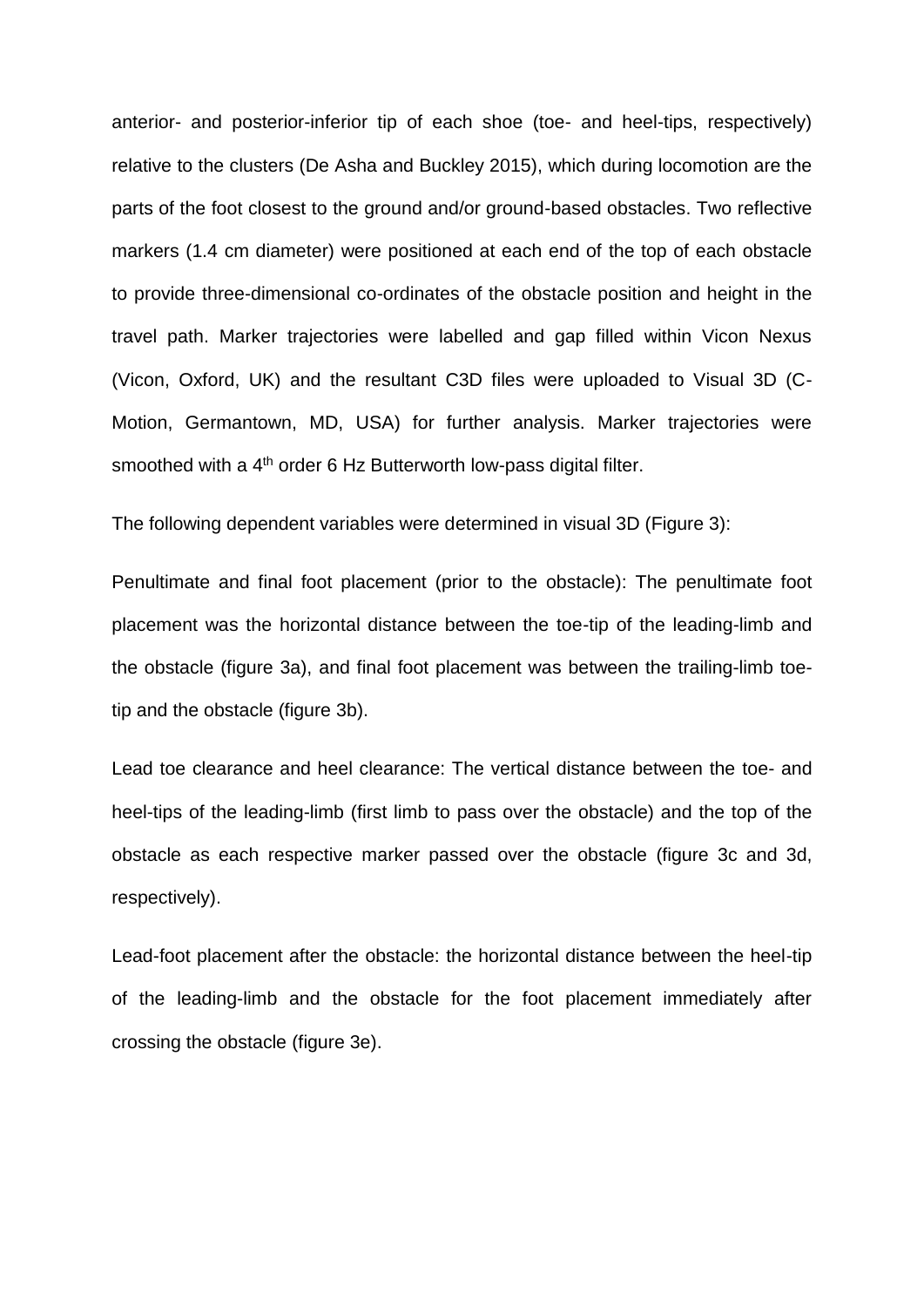anterior- and posterior-inferior tip of each shoe (toe- and heel-tips, respectively) relative to the clusters (De Asha and Buckley 2015), which during locomotion are the parts of the foot closest to the ground and/or ground-based obstacles. Two reflective markers (1.4 cm diameter) were positioned at each end of the top of each obstacle to provide three-dimensional co-ordinates of the obstacle position and height in the travel path. Marker trajectories were labelled and gap filled within Vicon Nexus (Vicon, Oxford, UK) and the resultant C3D files were uploaded to Visual 3D (C-Motion, Germantown, MD, USA) for further analysis. Marker trajectories were smoothed with a $4^{th}$ order 6 Hz Butterworth low-pass digital filter.

The following dependent variables were determined in visual 3D (Figure 3):

Penultimate and final foot placement (prior to the obstacle): The penultimate foot placement was the horizontal distance between the toe-tip of the leading-limb and the obstacle (figure 3a), and final foot placement was between the trailing-limb toe-tip and the obstacle (figure 3b).

Lead toe clearance and heel clearance: The vertical distance between the toe- and heel-tips of the leading-limb (first limb to pass over the obstacle) and the top of the obstacle as each respective marker passed over the obstacle (figure 3c and 3d, respectively).

Lead-foot placement after the obstacle: the horizontal distance between the heel-tip of the leading-limb and the obstacle for the foot placement immediately after crossing the obstacle (figure 3e).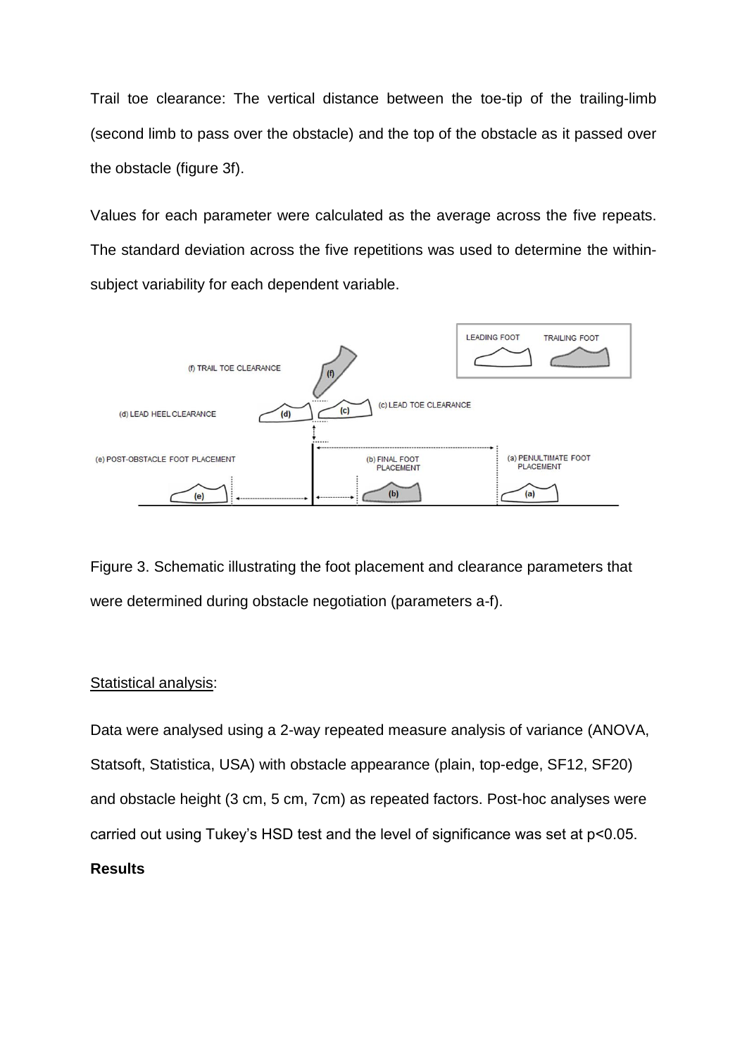Trail toe clearance: The vertical distance between the toe-tip of the trailing-limb (second limb to pass over the obstacle) and the top of the obstacle as it passed over the obstacle (figure 3f).

Values for each parameter were calculated as the average across the five repeats. The standard deviation across the five repetitions was used to determine the within-subject variability for each dependent variable.

Figure 3. Schematic illustrating the foot placement and clearance parameters that were determined during obstacle negotiation (parameters a-f).

Statistical analysis:

Data were analysed using a 2-way repeated measure analysis of variance (ANOVA, Statsoft, Statistica, USA) with obstacle appearance (plain, top-edge, SF12, SF20) and obstacle height (3 cm, 5 cm, 7cm) as repeated factors. Post-hoc analyses were carried out using Tukey's HSD test and the level of significance was set at $p<0.05$.

**Results**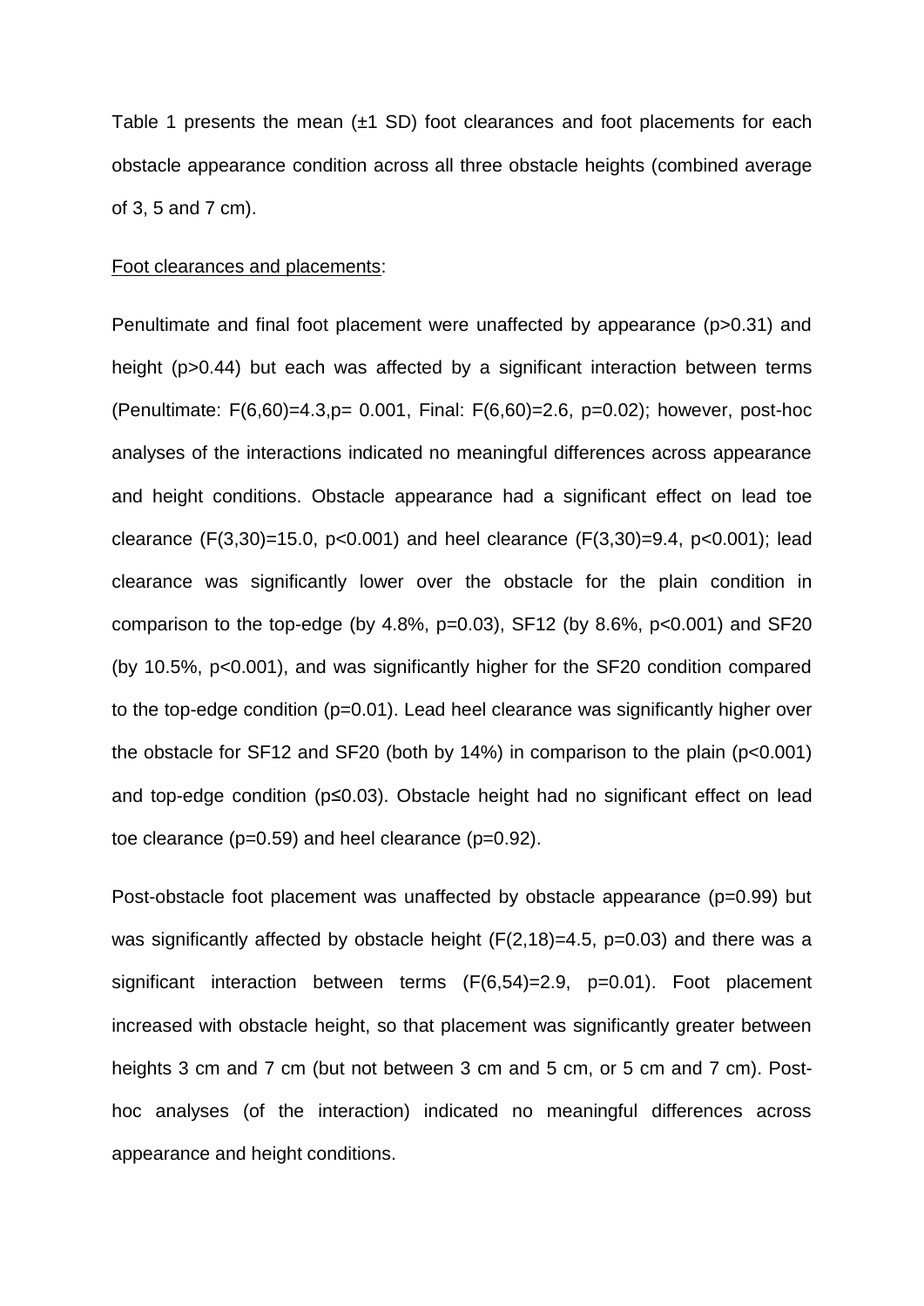Table 1 presents the mean (±1 SD) foot clearances and foot placements for each obstacle appearance condition across all three obstacle heights (combined average of 3, 5 and 7 cm).

Foot clearances and placements:

Penultimate and final foot placement were unaffected by appearance ($p>0.31$) and height ($p>0.44$) but each was affected by a significant interaction between terms (Penultimate: $F(6,60)=4.3$, $p= 0.001$, Final: $F(6,60)=2.6$, $p=0.02$); however, post-hoc analyses of the interactions indicated no meaningful differences across appearance and height conditions. Obstacle appearance had a significant effect on lead toe clearance ($F(3,30)=15.0$, $p<0.001$) and heel clearance ($F(3,30)=9.4$, $p<0.001$); lead clearance was significantly lower over the obstacle for the plain condition in comparison to the top-edge (by 4.8%, $p=0.03$), SF12 (by 8.6%, $p<0.001$) and SF20 (by 10.5%, $p<0.001$), and was significantly higher for the SF20 condition compared to the top-edge condition ($p=0.01$). Lead heel clearance was significantly higher over the obstacle for SF12 and SF20 (both by 14%) in comparison to the plain ($p<0.001$) and top-edge condition ($p\leq0.03$). Obstacle height had no significant effect on lead toe clearance ($p=0.59$) and heel clearance ($p=0.92$).

Post-obstacle foot placement was unaffected by obstacle appearance ($p=0.99$) but was significantly affected by obstacle height ($F(2,18)=4.5$, $p=0.03$) and there was a significant interaction between terms ($F(6,54)=2.9$, $p=0.01$). Foot placement increased with obstacle height, so that placement was significantly greater between heights 3 cm and 7 cm (but not between 3 cm and 5 cm, or 5 cm and 7 cm). Post-hoc analyses (of the interaction) indicated no meaningful differences across appearance and height conditions.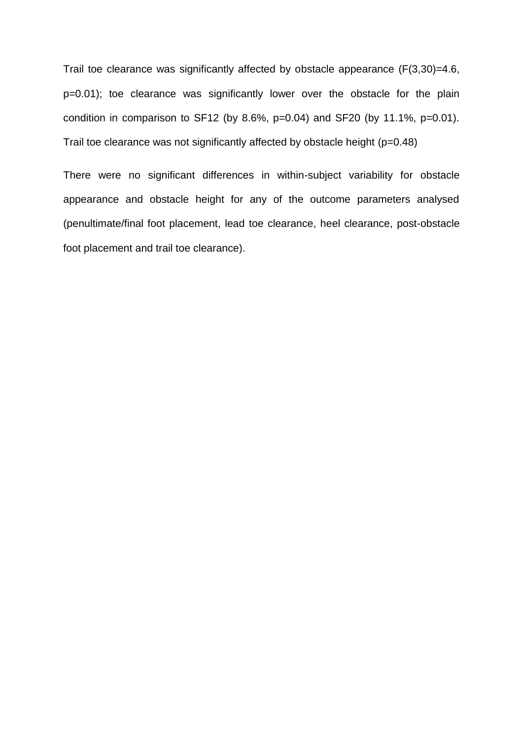Trail toe clearance was significantly affected by obstacle appearance ($F(3,30)=4.6$, $p=0.01$); toe clearance was significantly lower over the obstacle for the plain condition in comparison to SF12 (by 8.6%, $p=0.04$) and SF20 (by 11.1%, $p=0.01$). Trail toe clearance was not significantly affected by obstacle height ($p=0.48$)

There were no significant differences in within-subject variability for obstacle appearance and obstacle height for any of the outcome parameters analysed (penultimate/final foot placement, lead toe clearance, heel clearance, post-obstacle foot placement and trail toe clearance).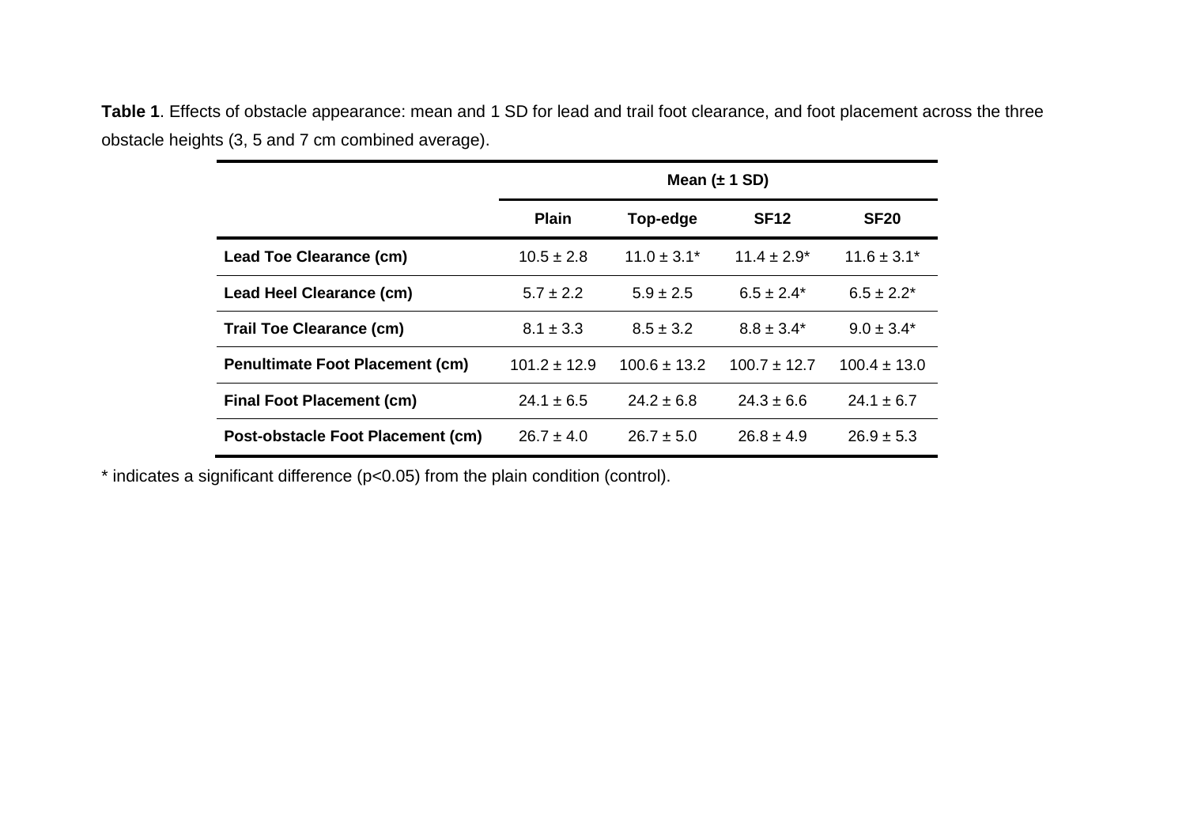**Table 1**. Effects of obstacle appearance: mean and 1 SD for lead and trail foot clearance, and foot placement across the three obstacle heights (3, 5 and 7 cm combined average).

| | Mean (± 1 SD) | | | |
|---|---|---|---|---|
| | **Plain** | **Top-edge** | **SF12** | **SF20** |
| **Lead Toe Clearance (cm)** | 10.5 ± 2.8 | 11.0 ± 3.1* | 11.4 ± 2.9* | 11.6 ± 3.1* |
| **Lead Heel Clearance (cm)** | 5.7 ± 2.2 | 5.9 ± 2.5 | 6.5 ± 2.4* | 6.5 ± 2.2* |
| **Trail Toe Clearance (cm)** | 8.1 ± 3.3 | 8.5 ± 3.2 | 8.8 ± 3.4* | 9.0 ± 3.4* |
| **Penultimate Foot Placement (cm)** | 101.2 ± 12.9 | 100.6 ± 13.2 | 100.7 ± 12.7 | 100.4 ± 13.0 |
| **Final Foot Placement (cm)** | 24.1 ± 6.5 | 24.2 ± 6.8 | 24.3 ± 6.6 | 24.1 ± 6.7 |
| **Post-obstacle Foot Placement (cm)** | 26.7 ± 4.0 | 26.7 ± 5.0 | 26.8 ± 4.9 | 26.9 ± 5.3 |

* indicates a significant difference ($p<0.05$) from the plain condition (control).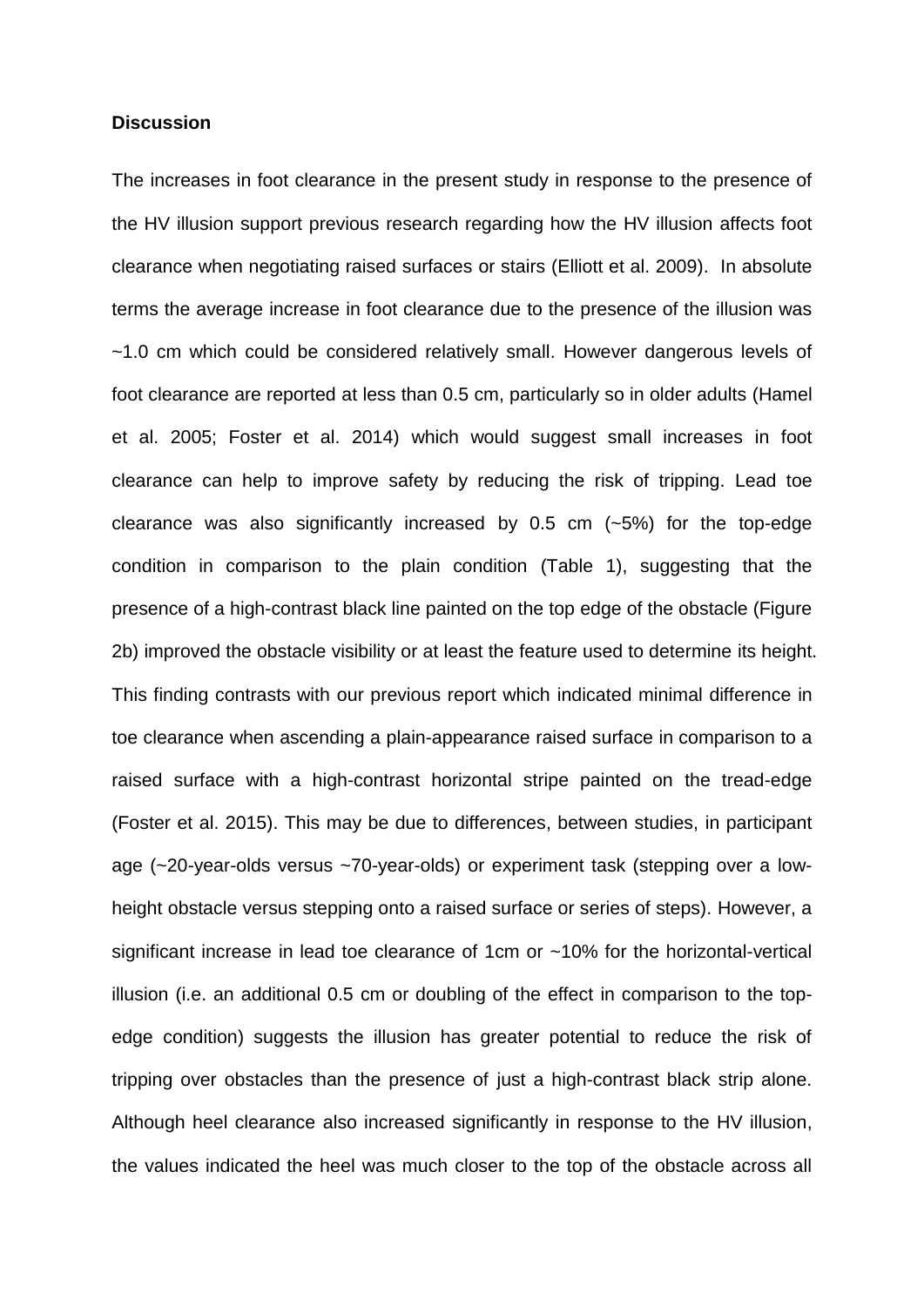**Discussion**

The increases in foot clearance in the present study in response to the presence of the HV illusion support previous research regarding how the HV illusion affects foot clearance when negotiating raised surfaces or stairs (Elliott et al. 2009). In absolute terms the average increase in foot clearance due to the presence of the illusion was ~1.0 cm which could be considered relatively small. However dangerous levels of foot clearance are reported at less than 0.5 cm, particularly so in older adults (Hamel et al. 2005; Foster et al. 2014) which would suggest small increases in foot clearance can help to improve safety by reducing the risk of tripping. Lead toe clearance was also significantly increased by 0.5 cm (~5%) for the top-edge condition in comparison to the plain condition (Table 1), suggesting that the presence of a high-contrast black line painted on the top edge of the obstacle (Figure 2b) improved the obstacle visibility or at least the feature used to determine its height. This finding contrasts with our previous report which indicated minimal difference in toe clearance when ascending a plain-appearance raised surface in comparison to a raised surface with a high-contrast horizontal stripe painted on the tread-edge (Foster et al. 2015). This may be due to differences, between studies, in participant age (~20-year-olds versus ~70-year-olds) or experiment task (stepping over a low-height obstacle versus stepping onto a raised surface or series of steps). However, a significant increase in lead toe clearance of 1cm or ~10% for the horizontal-vertical illusion (i.e. an additional 0.5 cm or doubling of the effect in comparison to the top-edge condition) suggests the illusion has greater potential to reduce the risk of tripping over obstacles than the presence of just a high-contrast black strip alone. Although heel clearance also increased significantly in response to the HV illusion, the values indicated the heel was much closer to the top of the obstacle across all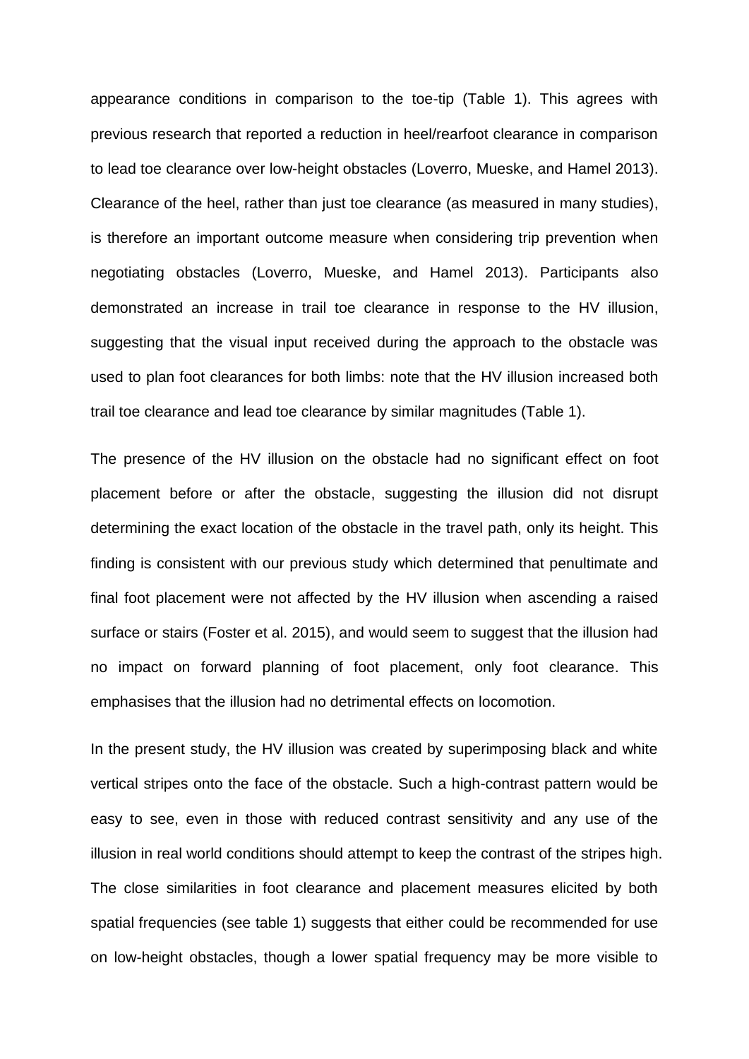appearance conditions in comparison to the toe-tip (Table 1). This agrees with previous research that reported a reduction in heel/rearfoot clearance in comparison to lead toe clearance over low-height obstacles (Loverro, Mueske, and Hamel 2013). Clearance of the heel, rather than just toe clearance (as measured in many studies), is therefore an important outcome measure when considering trip prevention when negotiating obstacles (Loverro, Mueske, and Hamel 2013). Participants also demonstrated an increase in trail toe clearance in response to the HV illusion, suggesting that the visual input received during the approach to the obstacle was used to plan foot clearances for both limbs: note that the HV illusion increased both trail toe clearance and lead toe clearance by similar magnitudes (Table 1).

The presence of the HV illusion on the obstacle had no significant effect on foot placement before or after the obstacle, suggesting the illusion did not disrupt determining the exact location of the obstacle in the travel path, only its height. This finding is consistent with our previous study which determined that penultimate and final foot placement were not affected by the HV illusion when ascending a raised surface or stairs (Foster et al. 2015), and would seem to suggest that the illusion had no impact on forward planning of foot placement, only foot clearance. This emphasises that the illusion had no detrimental effects on locomotion.

In the present study, the HV illusion was created by superimposing black and white vertical stripes onto the face of the obstacle. Such a high-contrast pattern would be easy to see, even in those with reduced contrast sensitivity and any use of the illusion in real world conditions should attempt to keep the contrast of the stripes high. The close similarities in foot clearance and placement measures elicited by both spatial frequencies (see table 1) suggests that either could be recommended for use on low-height obstacles, though a lower spatial frequency may be more visible to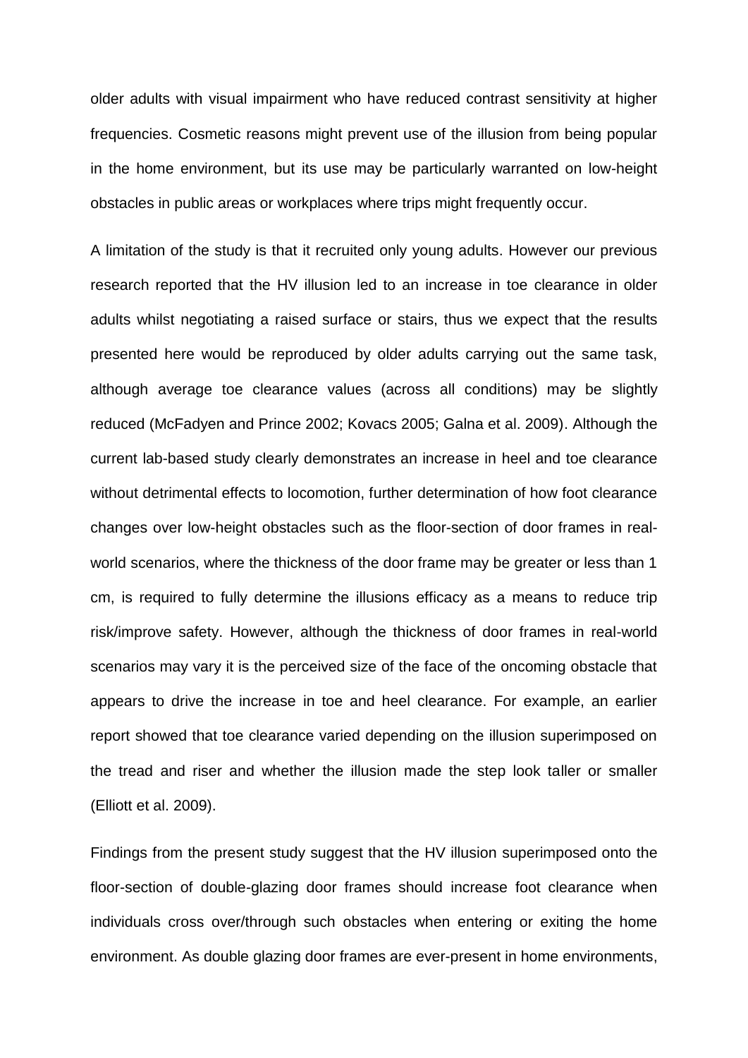older adults with visual impairment who have reduced contrast sensitivity at higher frequencies. Cosmetic reasons might prevent use of the illusion from being popular in the home environment, but its use may be particularly warranted on low-height obstacles in public areas or workplaces where trips might frequently occur.

A limitation of the study is that it recruited only young adults. However our previous research reported that the HV illusion led to an increase in toe clearance in older adults whilst negotiating a raised surface or stairs, thus we expect that the results presented here would be reproduced by older adults carrying out the same task, although average toe clearance values (across all conditions) may be slightly reduced (McFadyen and Prince 2002; Kovacs 2005; Galna et al. 2009). Although the current lab-based study clearly demonstrates an increase in heel and toe clearance without detrimental effects to locomotion, further determination of how foot clearance changes over low-height obstacles such as the floor-section of door frames in real-world scenarios, where the thickness of the door frame may be greater or less than 1 cm, is required to fully determine the illusions efficacy as a means to reduce trip risk/improve safety. However, although the thickness of door frames in real-world scenarios may vary it is the perceived size of the face of the oncoming obstacle that appears to drive the increase in toe and heel clearance. For example, an earlier report showed that toe clearance varied depending on the illusion superimposed on the tread and riser and whether the illusion made the step look taller or smaller (Elliott et al. 2009).

Findings from the present study suggest that the HV illusion superimposed onto the floor-section of double-glazing door frames should increase foot clearance when individuals cross over/through such obstacles when entering or exiting the home environment. As double glazing door frames are ever-present in home environments,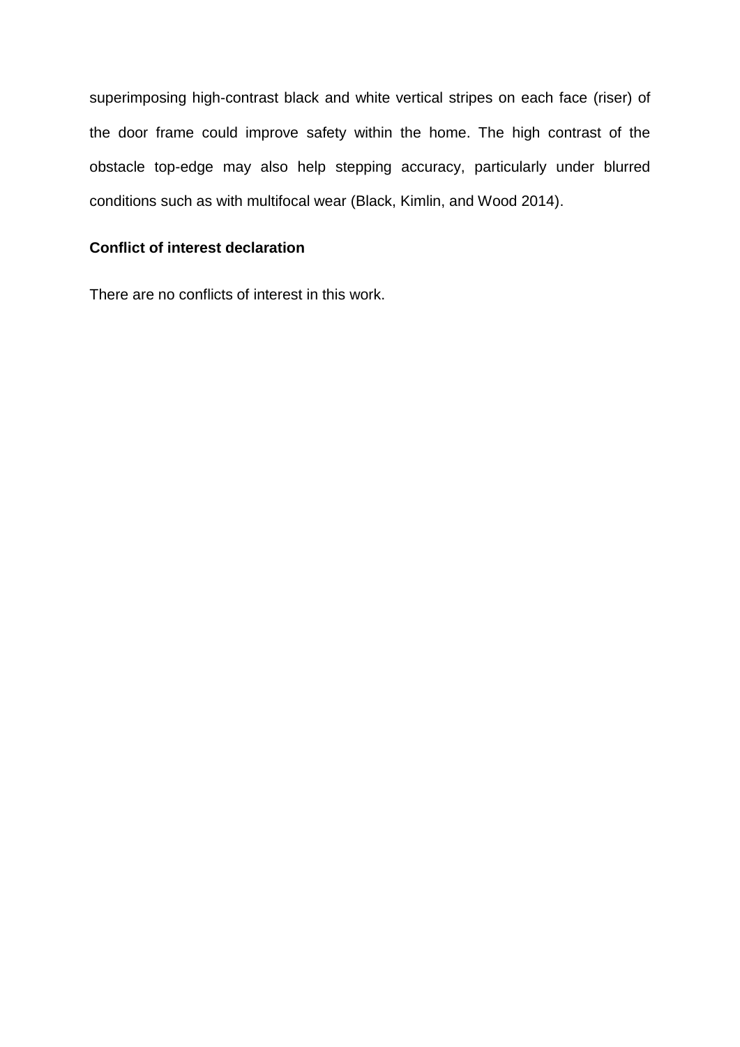superimposing high-contrast black and white vertical stripes on each face (riser) of the door frame could improve safety within the home. The high contrast of the obstacle top-edge may also help stepping accuracy, particularly under blurred conditions such as with multifocal wear (Black, Kimlin, and Wood 2014).

**Conflict of interest declaration**

There are no conflicts of interest in this work.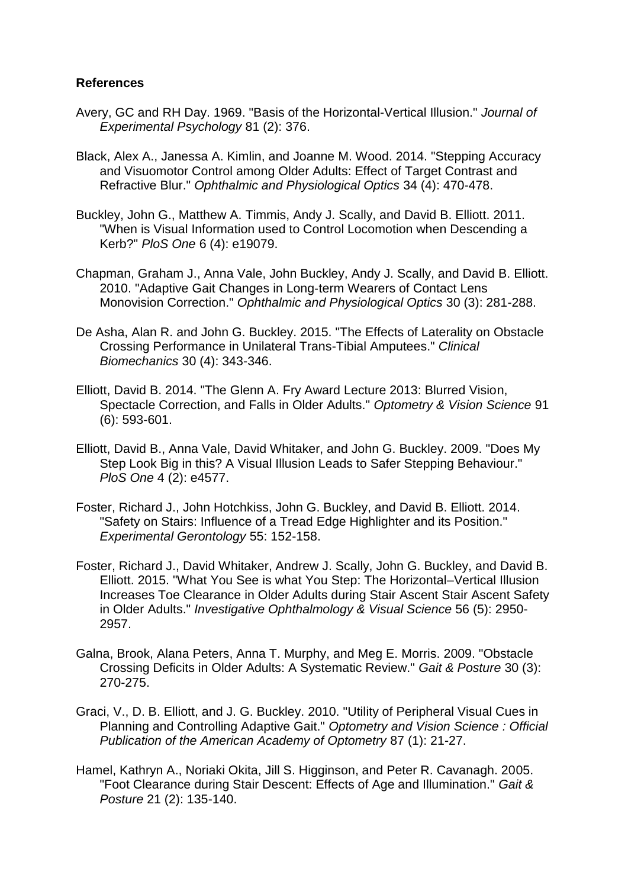**References**

Avery, GC and RH Day. 1969. "Basis of the Horizontal-Vertical Illusion." *Journal of Experimental Psychology* 81 (2): 376.

Black, Alex A., Janessa A. Kimlin, and Joanne M. Wood. 2014. "Stepping Accuracy and Visuomotor Control among Older Adults: Effect of Target Contrast and Refractive Blur." *Ophthalmic and Physiological Optics* 34 (4): 470-478.

Buckley, John G., Matthew A. Timmis, Andy J. Scally, and David B. Elliott. 2011. "When is Visual Information used to Control Locomotion when Descending a Kerb?" *PloS One* 6 (4): e19079.

Chapman, Graham J., Anna Vale, John Buckley, Andy J. Scally, and David B. Elliott. 2010. "Adaptive Gait Changes in Long-term Wearers of Contact Lens Monovision Correction." *Ophthalmic and Physiological Optics* 30 (3): 281-288.

De Asha, Alan R. and John G. Buckley. 2015. "The Effects of Laterality on Obstacle Crossing Performance in Unilateral Trans-Tibial Amputees." *Clinical Biomechanics* 30 (4): 343-346.

Elliott, David B. 2014. "The Glenn A. Fry Award Lecture 2013: Blurred Vision, Spectacle Correction, and Falls in Older Adults." *Optometry & Vision Science* 91 (6): 593-601.

Elliott, David B., Anna Vale, David Whitaker, and John G. Buckley. 2009. "Does My Step Look Big in this? A Visual Illusion Leads to Safer Stepping Behaviour." *PloS One* 4 (2): e4577.

Foster, Richard J., John Hotchkiss, John G. Buckley, and David B. Elliott. 2014. "Safety on Stairs: Influence of a Tread Edge Highlighter and its Position." *Experimental Gerontology* 55: 152-158.

Foster, Richard J., David Whitaker, Andrew J. Scally, John G. Buckley, and David B. Elliott. 2015. "What You See is what You Step: The Horizontal–Vertical Illusion Increases Toe Clearance in Older Adults during Stair Ascent Stair Ascent Safety in Older Adults." *Investigative Ophthalmology & Visual Science* 56 (5): 2950-2957.

Galna, Brook, Alana Peters, Anna T. Murphy, and Meg E. Morris. 2009. "Obstacle Crossing Deficits in Older Adults: A Systematic Review." *Gait & Posture* 30 (3): 270-275.

Graci, V., D. B. Elliott, and J. G. Buckley. 2010. "Utility of Peripheral Visual Cues in Planning and Controlling Adaptive Gait." *Optometry and Vision Science : Official Publication of the American Academy of Optometry* 87 (1): 21-27.

Hamel, Kathryn A., Noriaki Okita, Jill S. Higginson, and Peter R. Cavanagh. 2005. "Foot Clearance during Stair Descent: Effects of Age and Illumination." *Gait & Posture* 21 (2): 135-140.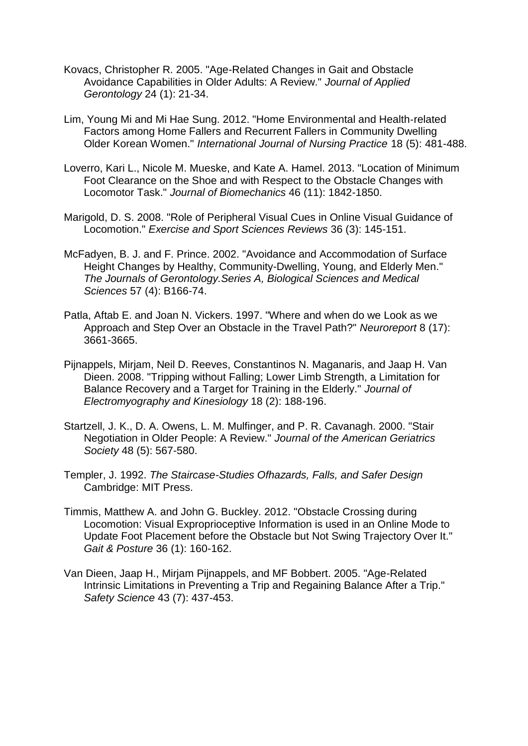Kovacs, Christopher R. 2005. "Age-Related Changes in Gait and Obstacle Avoidance Capabilities in Older Adults: A Review." *Journal of Applied Gerontology* 24 (1): 21-34.

Lim, Young Mi and Mi Hae Sung. 2012. "Home Environmental and Health-related Factors among Home Fallers and Recurrent Fallers in Community Dwelling Older Korean Women." *International Journal of Nursing Practice* 18 (5): 481-488.

Loverro, Kari L., Nicole M. Mueske, and Kate A. Hamel. 2013. "Location of Minimum Foot Clearance on the Shoe and with Respect to the Obstacle Changes with Locomotor Task." *Journal of Biomechanics* 46 (11): 1842-1850.

Marigold, D. S. 2008. "Role of Peripheral Visual Cues in Online Visual Guidance of Locomotion." *Exercise and Sport Sciences Reviews* 36 (3): 145-151.

McFadyen, B. J. and F. Prince. 2002. "Avoidance and Accommodation of Surface Height Changes by Healthy, Community-Dwelling, Young, and Elderly Men." *The Journals of Gerontology.Series A, Biological Sciences and Medical Sciences* 57 (4): B166-74.

Patla, Aftab E. and Joan N. Vickers. 1997. "Where and when do we Look as we Approach and Step Over an Obstacle in the Travel Path?" *Neuroreport* 8 (17): 3661-3665.

Pijnappels, Mirjam, Neil D. Reeves, Constantinos N. Maganaris, and Jaap H. Van Dieen. 2008. "Tripping without Falling; Lower Limb Strength, a Limitation for Balance Recovery and a Target for Training in the Elderly." *Journal of Electromyography and Kinesiology* 18 (2): 188-196.

Startzell, J. K., D. A. Owens, L. M. Mulfinger, and P. R. Cavanagh. 2000. "Stair Negotiation in Older People: A Review." *Journal of the American Geriatrics Society* 48 (5): 567-580.

Templer, J. 1992. *The Staircase-Studies Ofhazards, Falls, and Safer Design* Cambridge: MIT Press.

Timmis, Matthew A. and John G. Buckley. 2012. "Obstacle Crossing during Locomotion: Visual Exproprioceptive Information is used in an Online Mode to Update Foot Placement before the Obstacle but Not Swing Trajectory Over It." *Gait & Posture* 36 (1): 160-162.

Van Dieen, Jaap H., Mirjam Pijnappels, and MF Bobbert. 2005. "Age-Related Intrinsic Limitations in Preventing a Trip and Regaining Balance After a Trip." *Safety Science* 43 (7): 437-453.